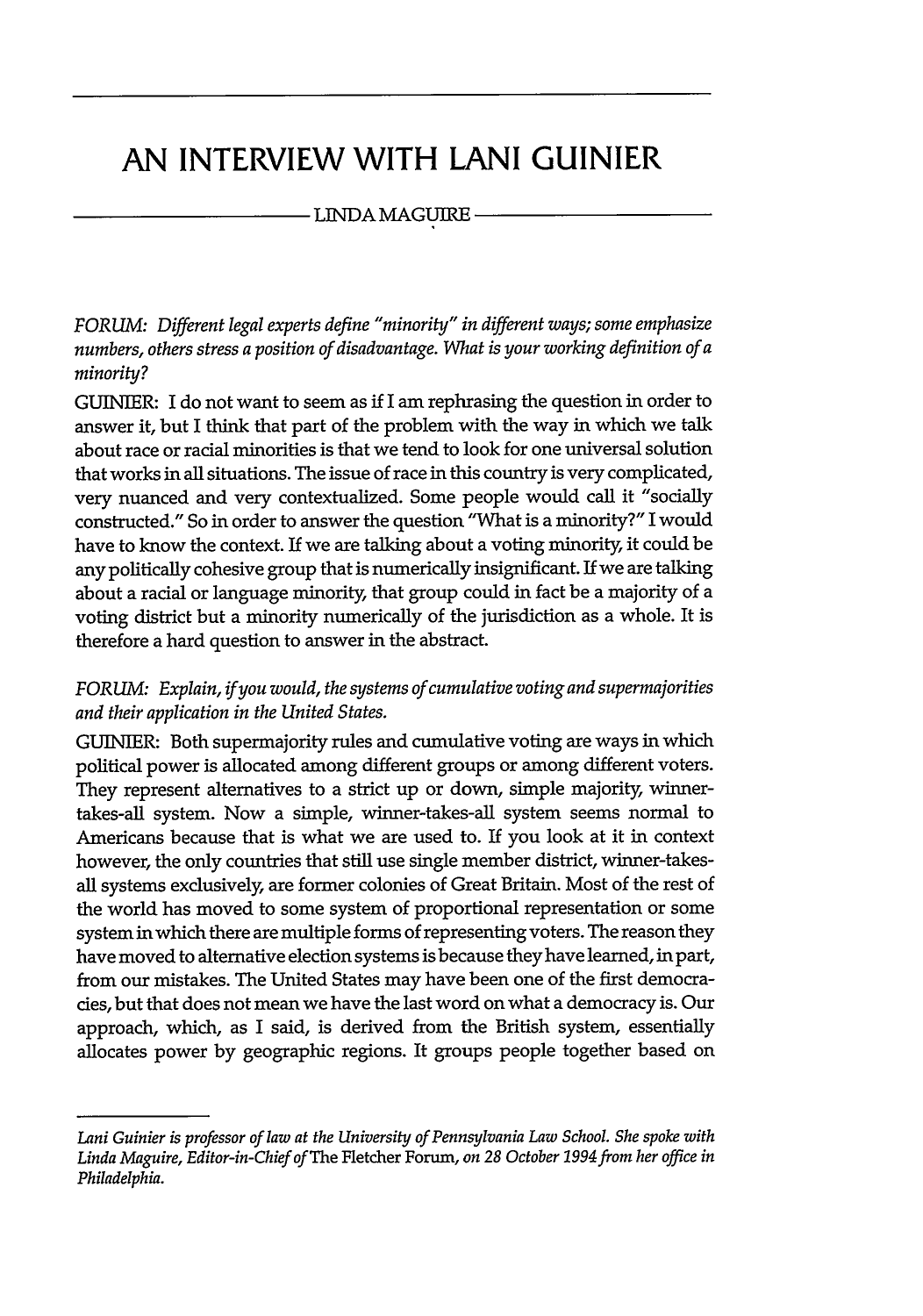# AN INTERVIEW WITH LANI GUINIER

LINDA MAGUIRE

*FORUM: Different legal experts define "minority" in different ways; some emphasize numbers, others stress a position of disadvantage. What is your working definition of a minority?*

GUINIER: I do not want to seem as if I am rephrasing the question in order to answer it, but I think that part of the problem with the way in which we talk about race or racial minorities is that we tend to look for one universal solution that works in all situations. The issue of race in this country is very complicated, very nuanced and very contextualized. Some people would call it "socially constructed." So in order to answer the question "What is a minority?" I would have to know the context. If we are talking about a voting minority, it could be any politically cohesive group that is numerically insignificant. If we are talking about a racial or language minority, that group could in fact be a majority of a voting district but a minority numerically of the jurisdiction as a whole. It is therefore a hard question to answer in the abstract.

*FORUM: Explain, if you would, the systems of cumulative voting and supermajorities and their application in the United States.*

GUINIER: Both supermajority rules and cumulative voting are ways in which political power is allocated among different groups or among different voters. They represent alternatives to a strict up or down, simple majority, winner-takes-all system. Now a simple, winner-takes-all system seems normal to Americans because that is what we are used to. If you look at it in context however, the only countries that still use single member district, winner-takes-all systems exclusively, are former colonies of Great Britain. Most of the rest of the world has moved to some system of proportional representation or some system in which there are multiple forms of representing voters. The reason they have moved to alternative election systems is because they have learned, in part, from our mistakes. The United States may have been one of the first democracies, but that does not mean we have the last word on what a democracy is. Our approach, which, as I said, is derived from the British system, essentially allocates power by geographic regions. It groups people together based on

---

*Lani Guinier is professor of law at the University of Pennsylvania Law School. She spoke with Linda Maguire, Editor-in-Chief of* The Fletcher Forum, *on 28 October 1994 from her office in Philadelphia.*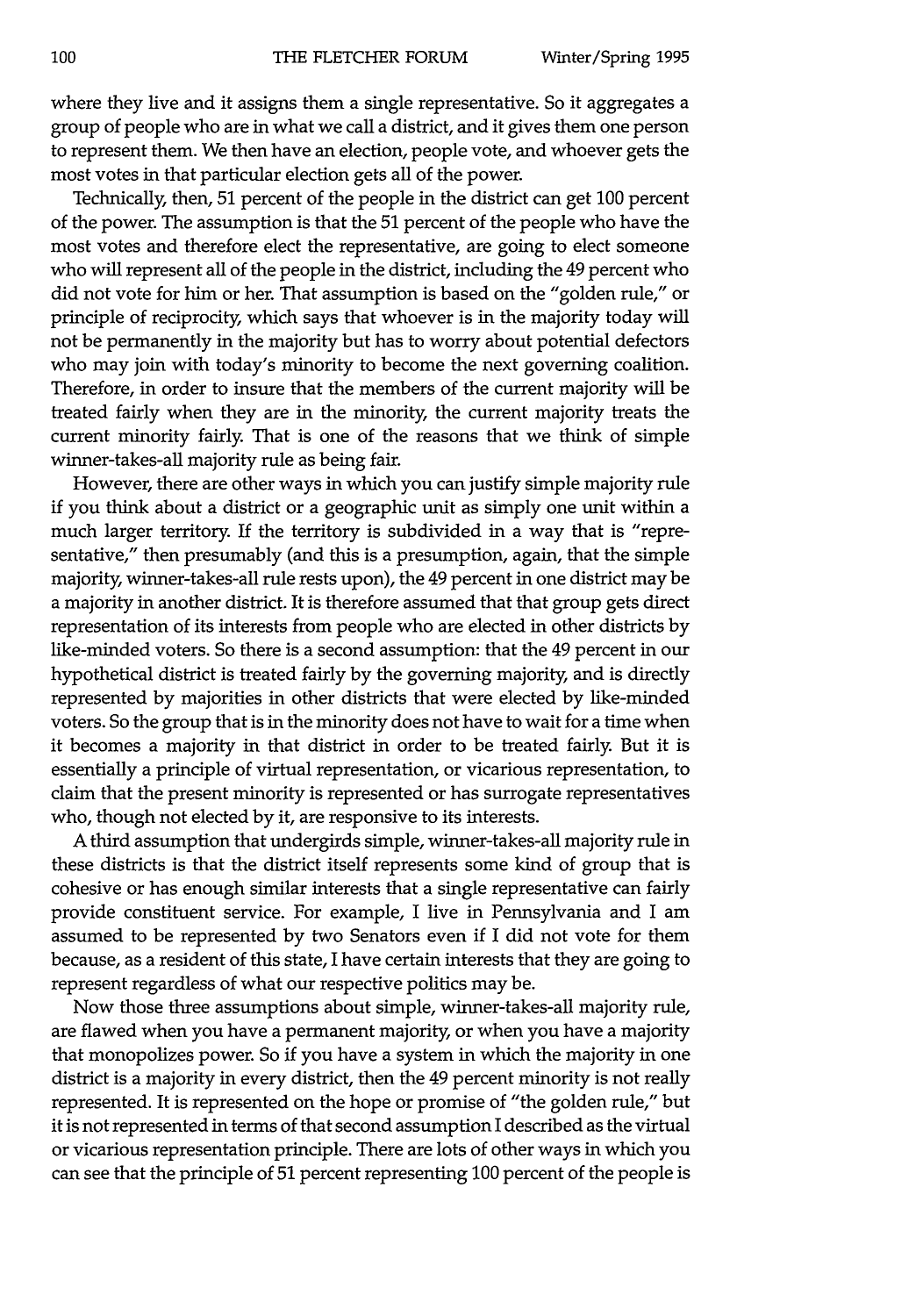where they live and it assigns them a single representative. So it aggregates a group of people who are in what we call a district, and it gives them one person to represent them. We then have an election, people vote, and whoever gets the most votes in that particular election gets all of the power.

Technically, then, 51 percent of the people in the district can get 100 percent of the power. The assumption is that the 51 percent of the people who have the most votes and therefore elect the representative, are going to elect someone who will represent all of the people in the district, including the 49 percent who did not vote for him or her. That assumption is based on the "golden rule," or principle of reciprocity, which says that whoever is in the majority today will not be permanently in the majority but has to worry about potential defectors who may join with today's minority to become the next governing coalition. Therefore, in order to insure that the members of the current majority will be treated fairly when they are in the minority, the current majority treats the current minority fairly. That is one of the reasons that we think of simple winner-takes-all majority rule as being fair.

However, there are other ways in which you can justify simple majority rule if you think about a district or a geographic unit as simply one unit within a much larger territory. If the territory is subdivided in a way that is "representative," then presumably (and this is a presumption, again, that the simple majority, winner-takes-all rule rests upon), the 49 percent in one district may be a majority in another district. It is therefore assumed that that group gets direct representation of its interests from people who are elected in other districts by like-minded voters. So there is a second assumption: that the 49 percent in our hypothetical district is treated fairly by the governing majority, and is directly represented by majorities in other districts that were elected by like-minded voters. So the group that is in the minority does not have to wait for a time when it becomes a majority in that district in order to be treated fairly. But it is essentially a principle of virtual representation, or vicarious representation, to claim that the present minority is represented or has surrogate representatives who, though not elected by it, are responsive to its interests.

A third assumption that undergirds simple, winner-takes-all majority rule in these districts is that the district itself represents some kind of group that is cohesive or has enough similar interests that a single representative can fairly provide constituent service. For example, I live in Pennsylvania and I am assumed to be represented by two Senators even if I did not vote for them because, as a resident of this state, I have certain interests that they are going to represent regardless of what our respective politics may be.

Now those three assumptions about simple, winner-takes-all majority rule, are flawed when you have a permanent majority, or when you have a majority that monopolizes power. So if you have a system in which the majority in one district is a majority in every district, then the 49 percent minority is not really represented. It is represented on the hope or promise of "the golden rule," but it is not represented in terms of that second assumption I described as the virtual or vicarious representation principle. There are lots of other ways in which you can see that the principle of 51 percent representing 100 percent of the people is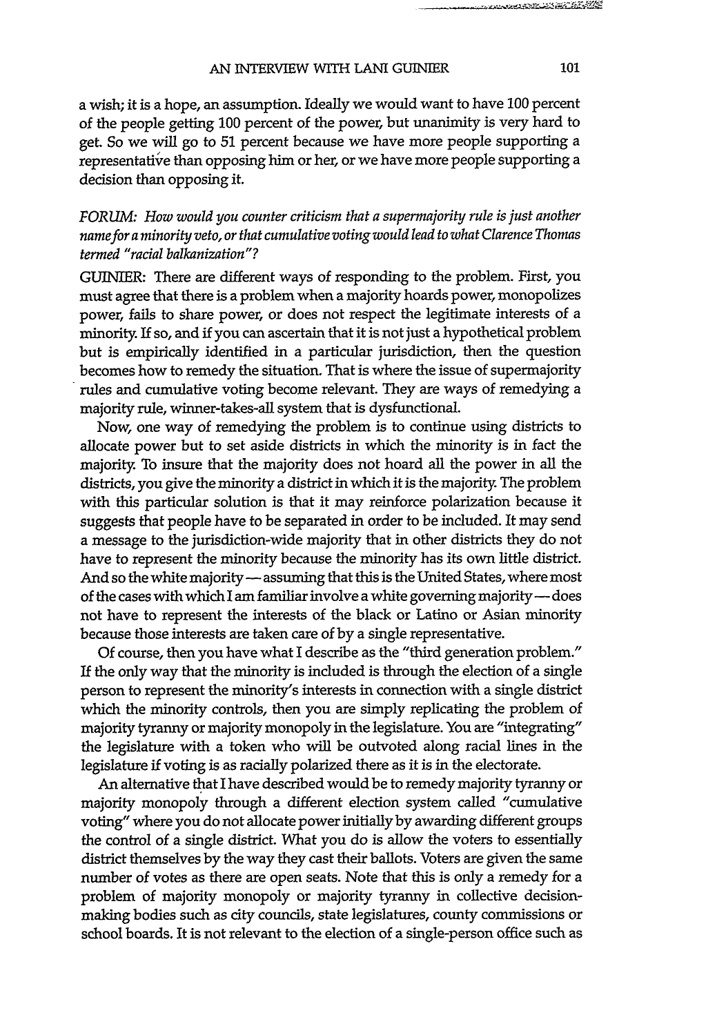a wish; it is a hope, an assumption. Ideally we would want to have 100 percent of the people getting 100 percent of the power, but unanimity is very hard to get. So we will go to 51 percent because we have more people supporting a representative than opposing him or her, or we have more people supporting a decision than opposing it.

*FORUM: How would you counter criticism that a supermajority rule is just another name for a minority veto, or that cumulative voting would lead to what Clarence Thomas termed "racial balkanization"?*

GUINIER: There are different ways of responding to the problem. First, you must agree that there is a problem when a majority hoards power, monopolizes power, fails to share power, or does not respect the legitimate interests of a minority. If so, and if you can ascertain that it is not just a hypothetical problem but is empirically identified in a particular jurisdiction, then the question becomes how to remedy the situation. That is where the issue of supermajority rules and cumulative voting become relevant. They are ways of remedying a majority rule, winner-takes-all system that is dysfunctional.

Now, one way of remedying the problem is to continue using districts to allocate power but to set aside districts in which the minority is in fact the majority. To insure that the majority does not hoard all the power in all the districts, you give the minority a district in which it is the majority. The problem with this particular solution is that it may reinforce polarization because it suggests that people have to be separated in order to be included. It may send a message to the jurisdiction-wide majority that in other districts they do not have to represent the minority because the minority has its own little district. And so the white majority — assuming that this is the United States, where most of the cases with which I am familiar involve a white governing majority — does not have to represent the interests of the black or Latino or Asian minority because those interests are taken care of by a single representative.

Of course, then you have what I describe as the "third generation problem." If the only way that the minority is included is through the election of a single person to represent the minority's interests in connection with a single district which the minority controls, then you are simply replicating the problem of majority tyranny or majority monopoly in the legislature. You are "integrating" the legislature with a token who will be outvoted along racial lines in the legislature if voting is as racially polarized there as it is in the electorate.

An alternative that I have described would be to remedy majority tyranny or majority monopoly through a different election system called "cumulative voting" where you do not allocate power initially by awarding different groups the control of a single district. What you do is allow the voters to essentially district themselves by the way they cast their ballots. Voters are given the same number of votes as there are open seats. Note that this is only a remedy for a problem of majority monopoly or majority tyranny in collective decision-making bodies such as city councils, state legislatures, county commissions or school boards. It is not relevant to the election of a single-person office such as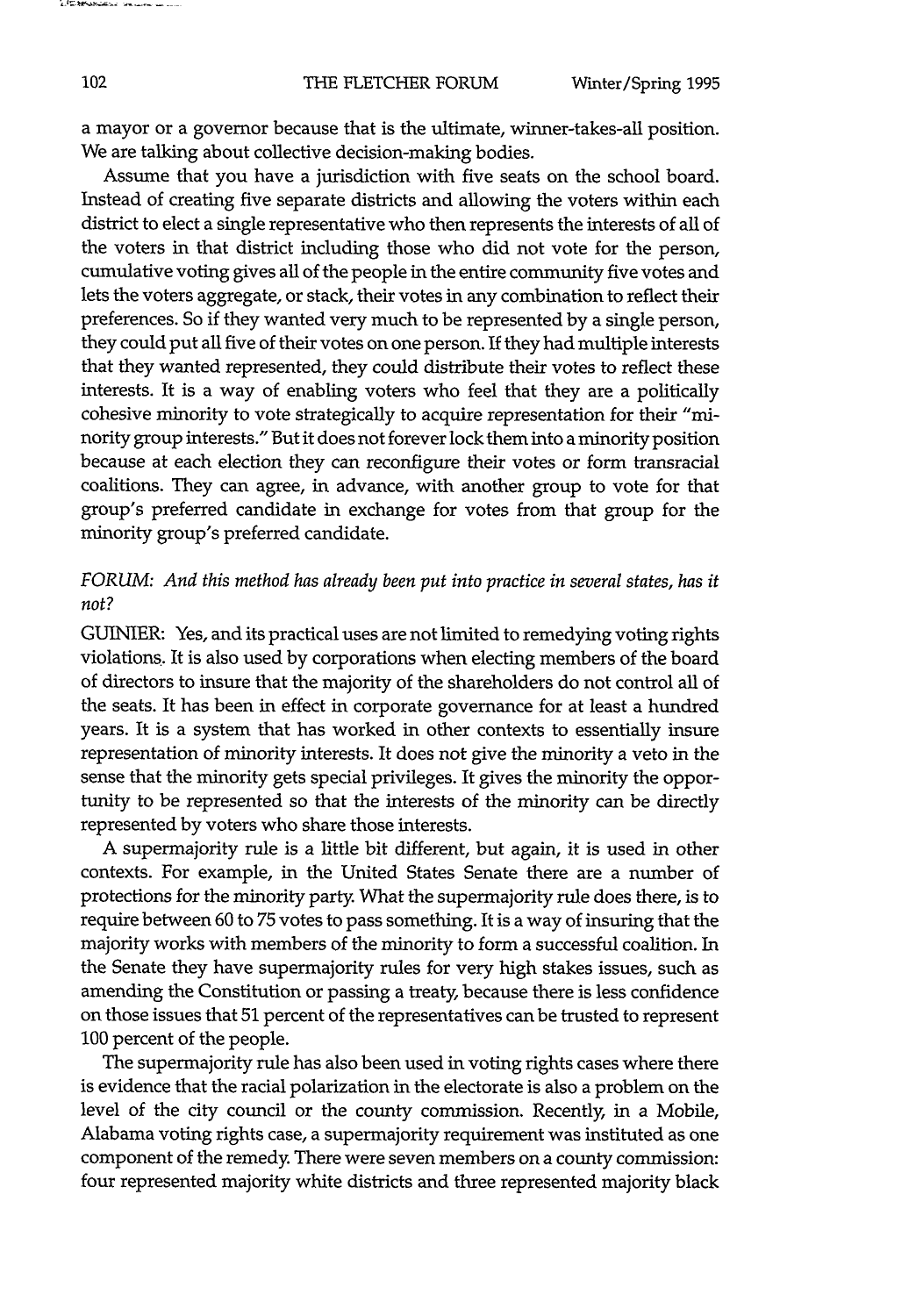a mayor or a governor because that is the ultimate, winner-takes-all position. We are talking about collective decision-making bodies.

Assume that you have a jurisdiction with five seats on the school board. Instead of creating five separate districts and allowing the voters within each district to elect a single representative who then represents the interests of all of the voters in that district including those who did not vote for the person, cumulative voting gives all of the people in the entire community five votes and lets the voters aggregate, or stack, their votes in any combination to reflect their preferences. So if they wanted very much to be represented by a single person, they could put all five of their votes on one person. If they had multiple interests that they wanted represented, they could distribute their votes to reflect these interests. It is a way of enabling voters who feel that they are a politically cohesive minority to vote strategically to acquire representation for their "minority group interests." But it does not forever lock them into a minority position because at each election they can reconfigure their votes or form transracial coalitions. They can agree, in advance, with another group to vote for that group's preferred candidate in exchange for votes from that group for the minority group's preferred candidate.

*FORUM: And this method has already been put into practice in several states, has it not?*

GUINIER: Yes, and its practical uses are not limited to remedying voting rights violations. It is also used by corporations when electing members of the board of directors to insure that the majority of the shareholders do not control all of the seats. It has been in effect in corporate governance for at least a hundred years. It is a system that has worked in other contexts to essentially insure representation of minority interests. It does not give the minority a veto in the sense that the minority gets special privileges. It gives the minority the opportunity to be represented so that the interests of the minority can be directly represented by voters who share those interests.

A supermajority rule is a little bit different, but again, it is used in other contexts. For example, in the United States Senate there are a number of protections for the minority party. What the supermajority rule does there, is to require between 60 to 75 votes to pass something. It is a way of insuring that the majority works with members of the minority to form a successful coalition. In the Senate they have supermajority rules for very high stakes issues, such as amending the Constitution or passing a treaty, because there is less confidence on those issues that 51 percent of the representatives can be trusted to represent 100 percent of the people.

The supermajority rule has also been used in voting rights cases where there is evidence that the racial polarization in the electorate is also a problem on the level of the city council or the county commission. Recently, in a Mobile, Alabama voting rights case, a supermajority requirement was instituted as one component of the remedy. There were seven members on a county commission: four represented majority white districts and three represented majority black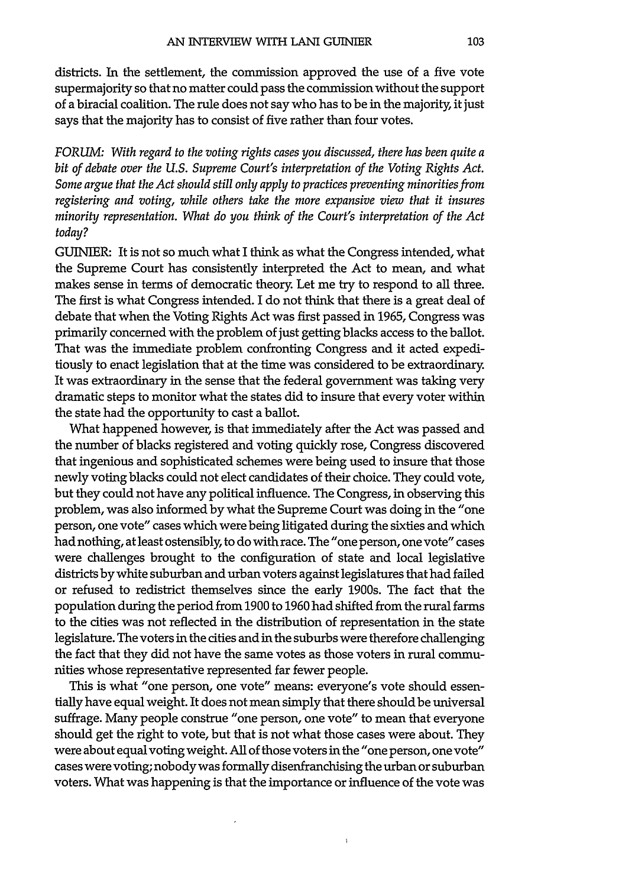districts. In the settlement, the commission approved the use of a five vote supermajority so that no matter could pass the commission without the support of a biracial coalition. The rule does not say who has to be in the majority, it just says that the majority has to consist of five rather than four votes.

*FORUM: With regard to the voting rights cases you discussed, there has been quite a bit of debate over the U.S. Supreme Court's interpretation of the Voting Rights Act. Some argue that the Act should still only apply to practices preventing minorities from registering and voting, while others take the more expansive view that it insures minority representation. What do you think of the Court's interpretation of the Act today?*

GUINIER: It is not so much what I think as what the Congress intended, what the Supreme Court has consistently interpreted the Act to mean, and what makes sense in terms of democratic theory. Let me try to respond to all three. The first is what Congress intended. I do not think that there is a great deal of debate that when the Voting Rights Act was first passed in 1965, Congress was primarily concerned with the problem of just getting blacks access to the ballot. That was the immediate problem confronting Congress and it acted expeditiously to enact legislation that at the time was considered to be extraordinary. It was extraordinary in the sense that the federal government was taking very dramatic steps to monitor what the states did to insure that every voter within the state had the opportunity to cast a ballot.

What happened however, is that immediately after the Act was passed and the number of blacks registered and voting quickly rose, Congress discovered that ingenious and sophisticated schemes were being used to insure that those newly voting blacks could not elect candidates of their choice. They could vote, but they could not have any political influence. The Congress, in observing this problem, was also informed by what the Supreme Court was doing in the "one person, one vote" cases which were being litigated during the sixties and which had nothing, at least ostensibly, to do with race. The "one person, one vote" cases were challenges brought to the configuration of state and local legislative districts by white suburban and urban voters against legislatures that had failed or refused to redistrict themselves since the early 1900s. The fact that the population during the period from 1900 to 1960 had shifted from the rural farms to the cities was not reflected in the distribution of representation in the state legislature. The voters in the cities and in the suburbs were therefore challenging the fact that they did not have the same votes as those voters in rural communities whose representative represented far fewer people.

This is what "one person, one vote" means: everyone's vote should essentially have equal weight. It does not mean simply that there should be universal suffrage. Many people construe "one person, one vote" to mean that everyone should get the right to vote, but that is not what those cases were about. They were about equal voting weight. All of those voters in the "one person, one vote" cases were voting; nobody was formally disenfranchising the urban or suburban voters. What was happening is that the importance or influence of the vote was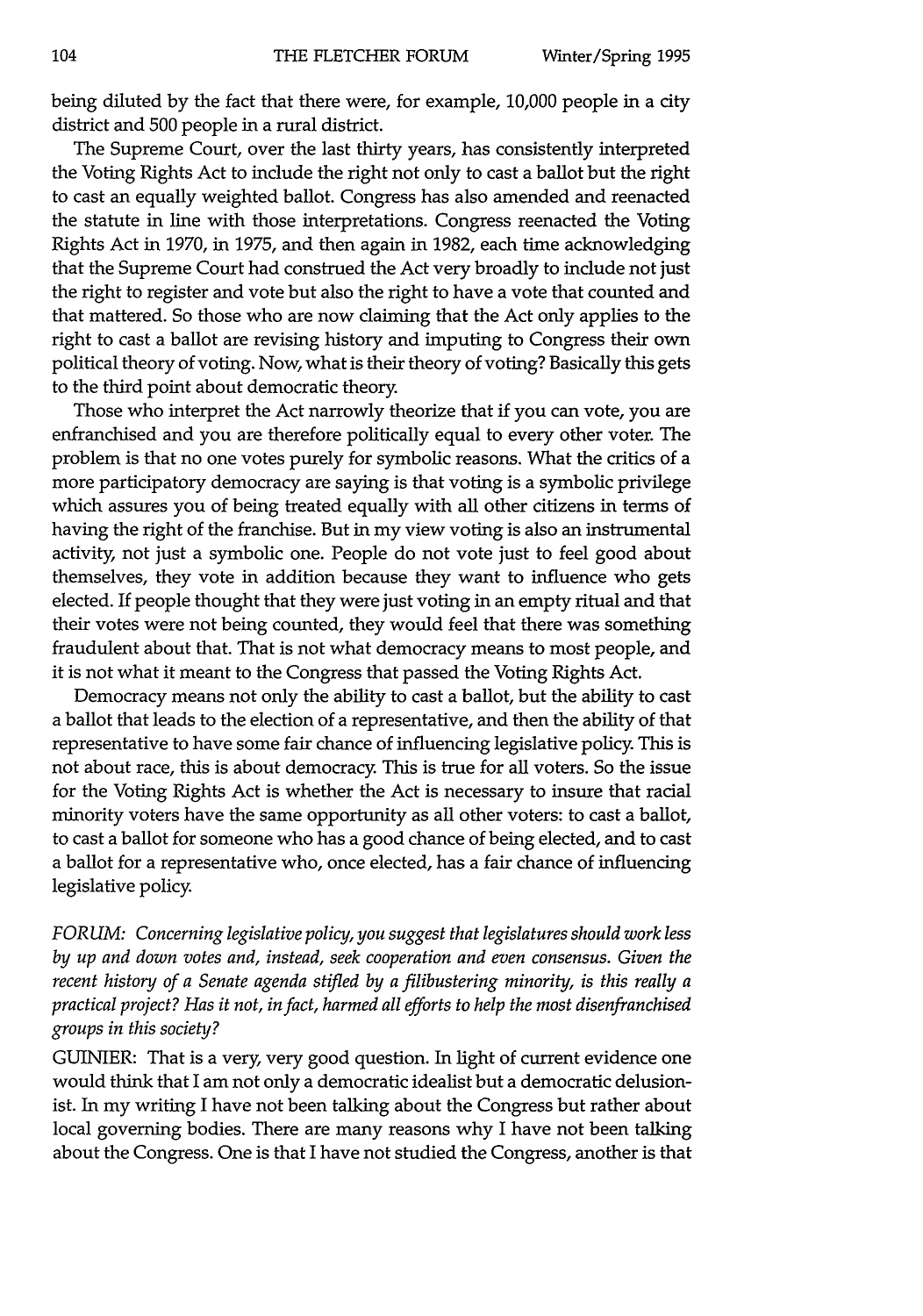being diluted by the fact that there were, for example, 10,000 people in a city district and 500 people in a rural district.

The Supreme Court, over the last thirty years, has consistently interpreted the Voting Rights Act to include the right not only to cast a ballot but the right to cast an equally weighted ballot. Congress has also amended and reenacted the statute in line with those interpretations. Congress reenacted the Voting Rights Act in 1970, in 1975, and then again in 1982, each time acknowledging that the Supreme Court had construed the Act very broadly to include not just the right to register and vote but also the right to have a vote that counted and that mattered. So those who are now claiming that the Act only applies to the right to cast a ballot are revising history and imputing to Congress their own political theory of voting. Now, what is their theory of voting? Basically this gets to the third point about democratic theory.

Those who interpret the Act narrowly theorize that if you can vote, you are enfranchised and you are therefore politically equal to every other voter. The problem is that no one votes purely for symbolic reasons. What the critics of a more participatory democracy are saying is that voting is a symbolic privilege which assures you of being treated equally with all other citizens in terms of having the right of the franchise. But in my view voting is also an instrumental activity, not just a symbolic one. People do not vote just to feel good about themselves, they vote in addition because they want to influence who gets elected. If people thought that they were just voting in an empty ritual and that their votes were not being counted, they would feel that there was something fraudulent about that. That is not what democracy means to most people, and it is not what it meant to the Congress that passed the Voting Rights Act.

Democracy means not only the ability to cast a ballot, but the ability to cast a ballot that leads to the election of a representative, and then the ability of that representative to have some fair chance of influencing legislative policy. This is not about race, this is about democracy. This is true for all voters. So the issue for the Voting Rights Act is whether the Act is necessary to insure that racial minority voters have the same opportunity as all other voters: to cast a ballot, to cast a ballot for someone who has a good chance of being elected, and to cast a ballot for a representative who, once elected, has a fair chance of influencing legislative policy.

*FORUM: Concerning legislative policy, you suggest that legislatures should work less by up and down votes and, instead, seek cooperation and even consensus. Given the recent history of a Senate agenda stifled by a filibustering minority, is this really a practical project? Has it not, in fact, harmed all efforts to help the most disenfranchised groups in this society?*

GUINIER: That is a very, very good question. In light of current evidence one would think that I am not only a democratic idealist but a democratic delusionist. In my writing I have not been talking about the Congress but rather about local governing bodies. There are many reasons why I have not been talking about the Congress. One is that I have not studied the Congress, another is that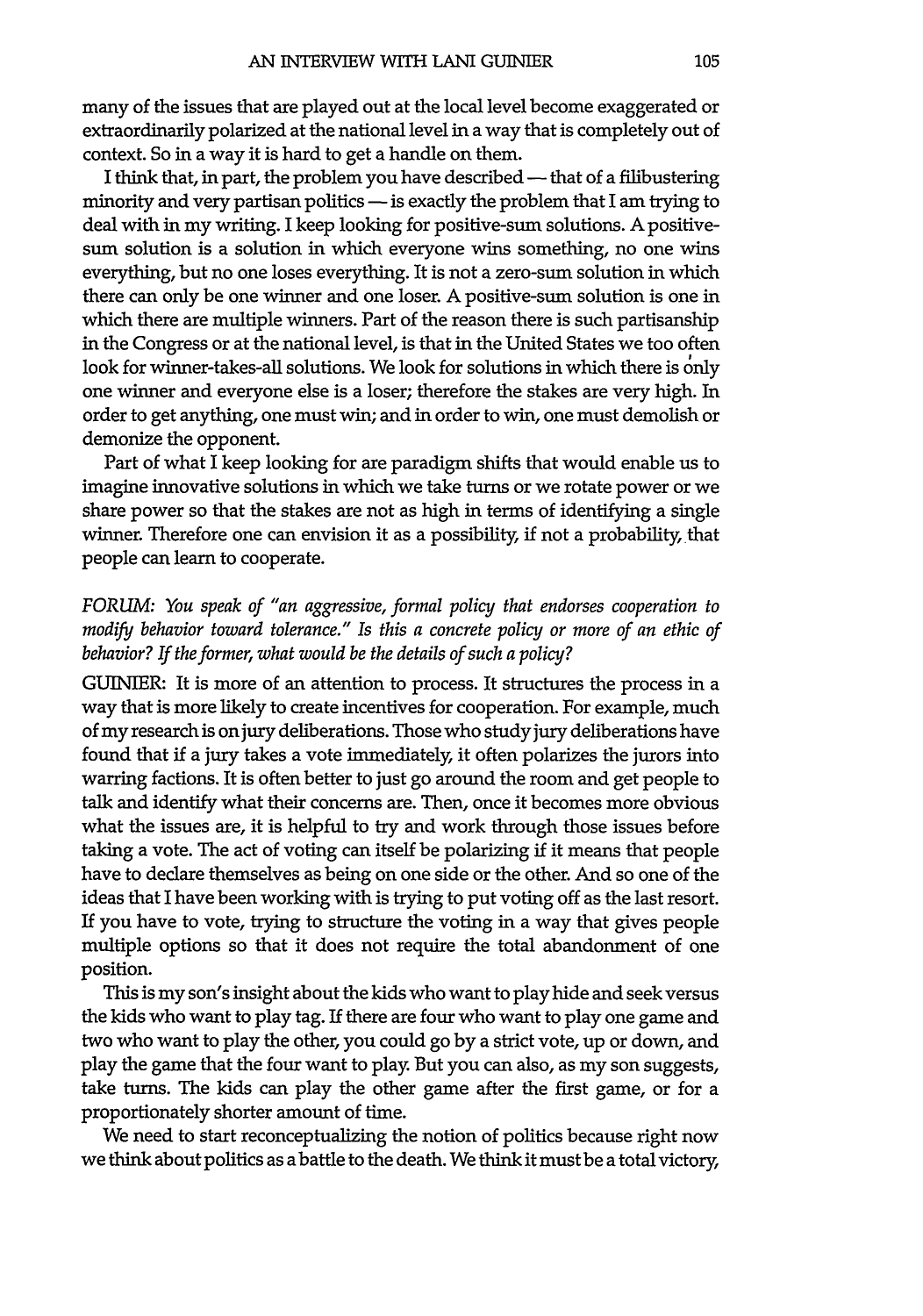many of the issues that are played out at the local level become exaggerated or extraordinarily polarized at the national level in a way that is completely out of context. So in a way it is hard to get a handle on them.

I think that, in part, the problem you have described — that of a filibustering minority and very partisan politics — is exactly the problem that I am trying to deal with in my writing. I keep looking for positive-sum solutions. A positive-sum solution is a solution in which everyone wins something, no one wins everything, but no one loses everything. It is not a zero-sum solution in which there can only be one winner and one loser. A positive-sum solution is one in which there are multiple winners. Part of the reason there is such partisanship in the Congress or at the national level, is that in the United States we too often look for winner-takes-all solutions. We look for solutions in which there is only one winner and everyone else is a loser; therefore the stakes are very high. In order to get anything, one must win; and in order to win, one must demolish or demonize the opponent.

Part of what I keep looking for are paradigm shifts that would enable us to imagine innovative solutions in which we take turns or we rotate power or we share power so that the stakes are not as high in terms of identifying a single winner. Therefore one can envision it as a possibility, if not a probability, that people can learn to cooperate.

*FORUM: You speak of "an aggressive, formal policy that endorses cooperation to modify behavior toward tolerance." Is this a concrete policy or more of an ethic of behavior? If the former, what would be the details of such a policy?*

GUINIER: It is more of an attention to process. It structures the process in a way that is more likely to create incentives for cooperation. For example, much of my research is on jury deliberations. Those who study jury deliberations have found that if a jury takes a vote immediately, it often polarizes the jurors into warring factions. It is often better to just go around the room and get people to talk and identify what their concerns are. Then, once it becomes more obvious what the issues are, it is helpful to try and work through those issues before taking a vote. The act of voting can itself be polarizing if it means that people have to declare themselves as being on one side or the other. And so one of the ideas that I have been working with is trying to put voting off as the last resort. If you have to vote, trying to structure the voting in a way that gives people multiple options so that it does not require the total abandonment of one position.

This is my son's insight about the kids who want to play hide and seek versus the kids who want to play tag. If there are four who want to play one game and two who want to play the other, you could go by a strict vote, up or down, and play the game that the four want to play. But you can also, as my son suggests, take turns. The kids can play the other game after the first game, or for a proportionately shorter amount of time.

We need to start reconceptualizing the notion of politics because right now we think about politics as a battle to the death. We think it must be a total victory,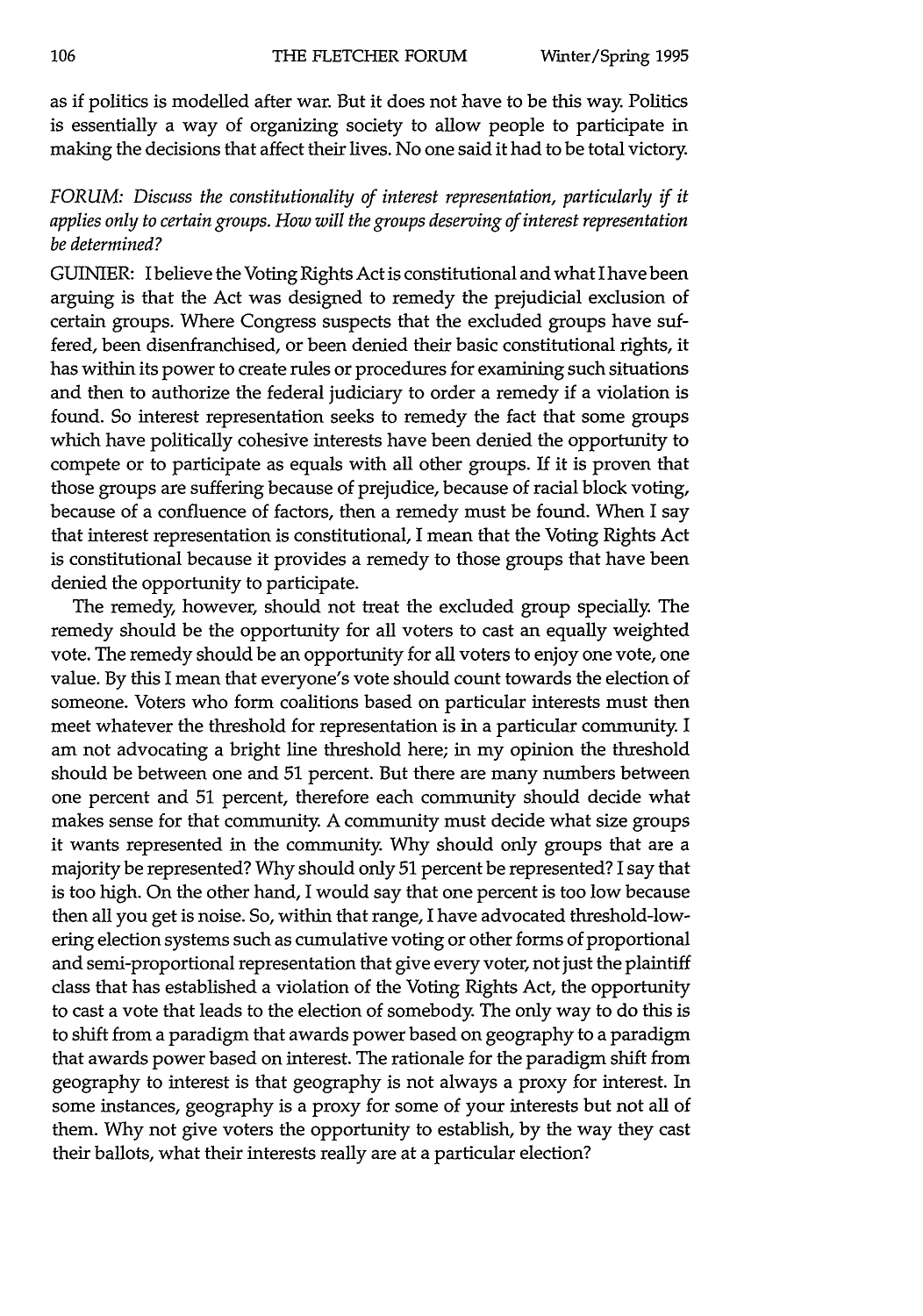as if politics is modelled after war. But it does not have to be this way. Politics is essentially a way of organizing society to allow people to participate in making the decisions that affect their lives. No one said it had to be total victory.

*FORUM: Discuss the constitutionality of interest representation, particularly if it applies only to certain groups. How will the groups deserving of interest representation be determined?*

GUINIER: I believe the Voting Rights Act is constitutional and what I have been arguing is that the Act was designed to remedy the prejudicial exclusion of certain groups. Where Congress suspects that the excluded groups have suffered, been disenfranchised, or been denied their basic constitutional rights, it has within its power to create rules or procedures for examining such situations and then to authorize the federal judiciary to order a remedy if a violation is found. So interest representation seeks to remedy the fact that some groups which have politically cohesive interests have been denied the opportunity to compete or to participate as equals with all other groups. If it is proven that those groups are suffering because of prejudice, because of racial block voting, because of a confluence of factors, then a remedy must be found. When I say that interest representation is constitutional, I mean that the Voting Rights Act is constitutional because it provides a remedy to those groups that have been denied the opportunity to participate.

The remedy, however, should not treat the excluded group specially. The remedy should be the opportunity for all voters to cast an equally weighted vote. The remedy should be an opportunity for all voters to enjoy one vote, one value. By this I mean that everyone's vote should count towards the election of someone. Voters who form coalitions based on particular interests must then meet whatever the threshold for representation is in a particular community. I am not advocating a bright line threshold here; in my opinion the threshold should be between one and 51 percent. But there are many numbers between one percent and 51 percent, therefore each community should decide what makes sense for that community. A community must decide what size groups it wants represented in the community. Why should only groups that are a majority be represented? Why should only 51 percent be represented? I say that is too high. On the other hand, I would say that one percent is too low because then all you get is noise. So, within that range, I have advocated threshold-lowering election systems such as cumulative voting or other forms of proportional and semi-proportional representation that give every voter, not just the plaintiff class that has established a violation of the Voting Rights Act, the opportunity to cast a vote that leads to the election of somebody. The only way to do this is to shift from a paradigm that awards power based on geography to a paradigm that awards power based on interest. The rationale for the paradigm shift from geography to interest is that geography is not always a proxy for interest. In some instances, geography is a proxy for some of your interests but not all of them. Why not give voters the opportunity to establish, by the way they cast their ballots, what their interests really are at a particular election?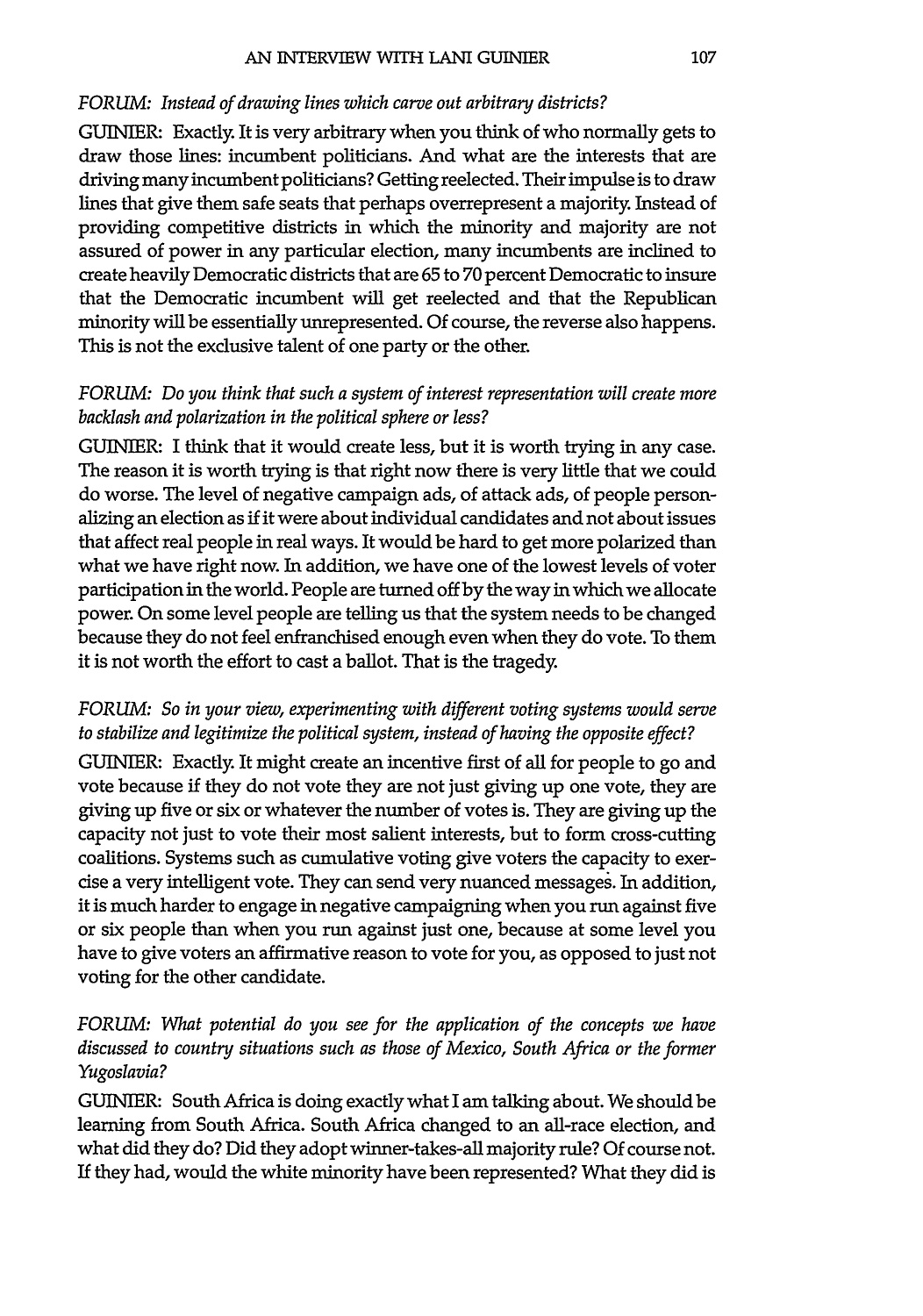*FORUM: Instead of drawing lines which carve out arbitrary districts?*

GUINIER: Exactly. It is very arbitrary when you think of who normally gets to draw those lines: incumbent politicians. And what are the interests that are driving many incumbent politicians? Getting reelected. Their impulse is to draw lines that give them safe seats that perhaps overrepresent a majority. Instead of providing competitive districts in which the minority and majority are not assured of power in any particular election, many incumbents are inclined to create heavily Democratic districts that are 65 to 70 percent Democratic to insure that the Democratic incumbent will get reelected and that the Republican minority will be essentially unrepresented. Of course, the reverse also happens. This is not the exclusive talent of one party or the other.

*FORUM: Do you think that such a system of interest representation will create more backlash and polarization in the political sphere or less?*

GUINIER: I think that it would create less, but it is worth trying in any case. The reason it is worth trying is that right now there is very little that we could do worse. The level of negative campaign ads, of attack ads, of people personalizing an election as if it were about individual candidates and not about issues that affect real people in real ways. It would be hard to get more polarized than what we have right now. In addition, we have one of the lowest levels of voter participation in the world. People are turned off by the way in which we allocate power. On some level people are telling us that the system needs to be changed because they do not feel enfranchised enough even when they do vote. To them it is not worth the effort to cast a ballot. That is the tragedy.

*FORUM: So in your view, experimenting with different voting systems would serve to stabilize and legitimize the political system, instead of having the opposite effect?*

GUINIER: Exactly. It might create an incentive first of all for people to go and vote because if they do not vote they are not just giving up one vote, they are giving up five or six or whatever the number of votes is. They are giving up the capacity not just to vote their most salient interests, but to form cross-cutting coalitions. Systems such as cumulative voting give voters the capacity to exercise a very intelligent vote. They can send very nuanced messages. In addition, it is much harder to engage in negative campaigning when you run against five or six people than when you run against just one, because at some level you have to give voters an affirmative reason to vote for you, as opposed to just not voting for the other candidate.

*FORUM: What potential do you see for the application of the concepts we have discussed to country situations such as those of Mexico, South Africa or the former Yugoslavia?*

GUINIER: South Africa is doing exactly what I am talking about. We should be learning from South Africa. South Africa changed to an all-race election, and what did they do? Did they adopt winner-takes-all majority rule? Of course not. If they had, would the white minority have been represented? What they did is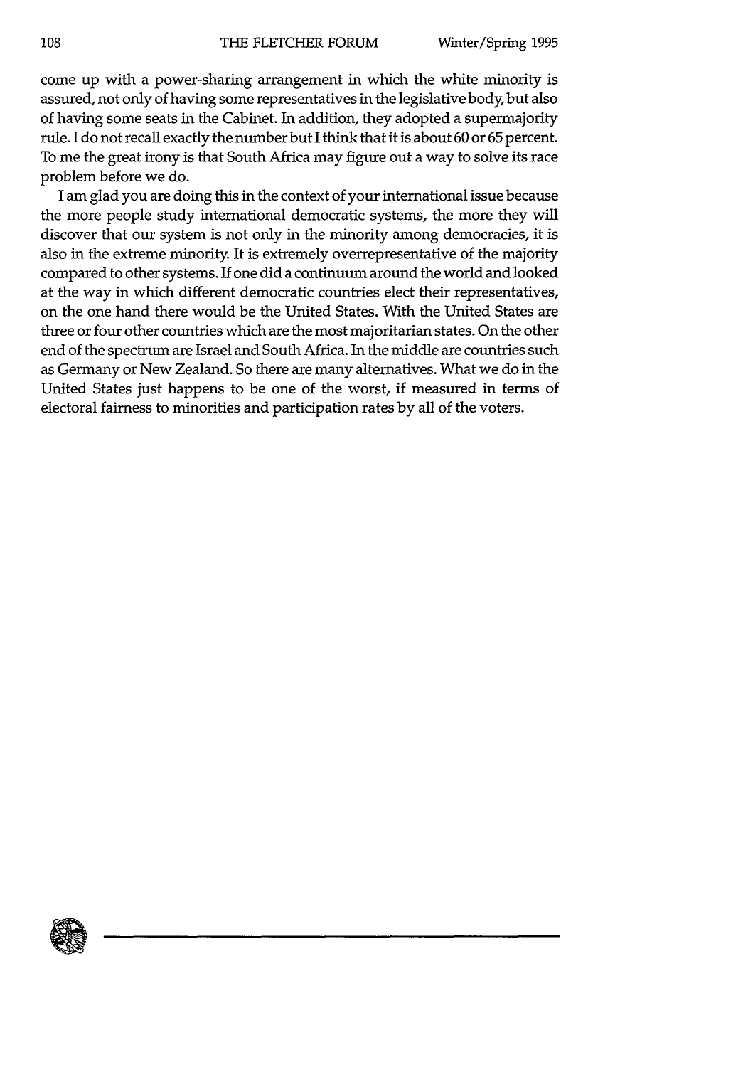come up with a power-sharing arrangement in which the white minority is assured, not only of having some representatives in the legislative body, but also of having some seats in the Cabinet. In addition, they adopted a supermajority rule. I do not recall exactly the number but I think that it is about 60 or 65 percent. To me the great irony is that South Africa may figure out a way to solve its race problem before we do.

I am glad you are doing this in the context of your international issue because the more people study international democratic systems, the more they will discover that our system is not only in the minority among democracies, it is also in the extreme minority. It is extremely overrepresentative of the majority compared to other systems. If one did a continuum around the world and looked at the way in which different democratic countries elect their representatives, on the one hand there would be the United States. With the United States are three or four other countries which are the most majoritarian states. On the other end of the spectrum are Israel and South Africa. In the middle are countries such as Germany or New Zealand. So there are many alternatives. What we do in the United States just happens to be one of the worst, if measured in terms of electoral fairness to minorities and participation rates by all of the voters.